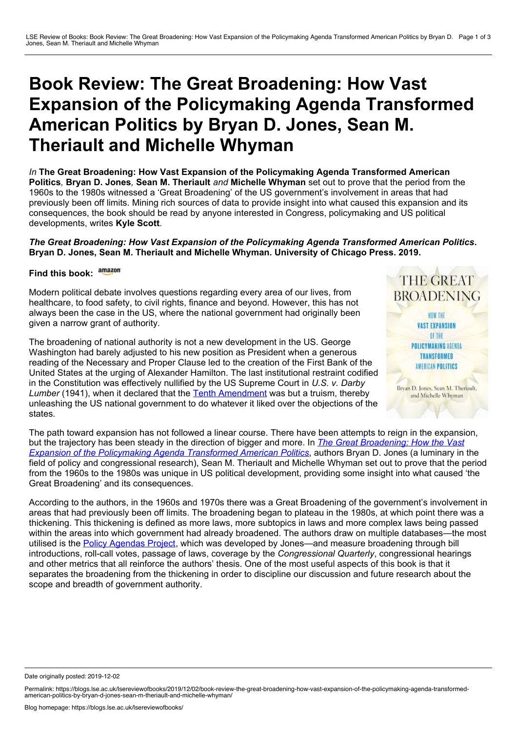# Book Review: The Great Broadening: How Vast Expansion of the Policymaking Agenda Transformed American Politics by Bryan D. Jones, Sean M. Theriault and Michelle Whyman

*In* **The Great Broadening: How Vast Expansion of the Policymaking Agenda Transformed American Politics***,* **Bryan D. Jones***,* **Sean M. Theriault** *and* **Michelle Whyman** set out to prove that the period from the 1960s to the 1980s witnessed a 'Great Broadening' of the US government's involvement in areas that had previously been off limits. Mining rich sources of data to provide insight into what caused this expansion and its consequences, the book should be read by anyone interested in Congress, policymaking and US political developments, writes **Kyle Scott**.

***The Great Broadening: How Vast Expansion of the Policymaking Agenda Transformed American Politics*. Bryan D. Jones, Sean M. Theriault and Michelle Whyman. University of Chicago Press. 2019.**

**Find this book:** amazon

Modern political debate involves questions regarding every area of our lives, from healthcare, to food safety, to civil rights, finance and beyond. However, this has not always been the case in the US, where the national government had originally been given a narrow grant of authority.

The broadening of national authority is not a new development in the US. George Washington had barely adjusted to his new position as President when a generous reading of the Necessary and Proper Clause led to the creation of the First Bank of the United States at the urging of Alexander Hamilton. The last institutional restraint codified in the Constitution was effectively nullified by the US Supreme Court in *U.S. v. Darby Lumber* (1941), when it declared that the Tenth Amendment was but a truism, thereby unleashing the US national government to do whatever it liked over the objections of the states.

The path toward expansion has not followed a linear course. There have been attempts to reign in the expansion, but the trajectory has been steady in the direction of bigger and more. In *The Great Broadening: How the Vast Expansion of the Policymaking Agenda Transformed American Politics*, authors Bryan D. Jones (a luminary in the field of policy and congressional research), Sean M. Theriault and Michelle Whyman set out to prove that the period from the 1960s to the 1980s was unique in US political development, providing some insight into what caused 'the Great Broadening' and its consequences.

According to the authors, in the 1960s and 1970s there was a Great Broadening of the government's involvement in areas that had previously been off limits. The broadening began to plateau in the 1980s, at which point there was a thickening. This thickening is defined as more laws, more subtopics in laws and more complex laws being passed within the areas into which government had already broadened. The authors draw on multiple databases—the most utilised is the Policy Agendas Project, which was developed by Jones—and measure broadening through bill introductions, roll-call votes, passage of laws, coverage by the *Congressional Quarterly*, congressional hearings and other metrics that all reinforce the authors' thesis. One of the most useful aspects of this book is that it separates the broadening from the thickening in order to discipline our discussion and future research about the scope and breadth of government authority.

Date originally posted: 2019-12-02

Permalink: https://blogs.lse.ac.uk/lsereviewofbooks/2019/12/02/book-review-the-great-broadening-how-vast-expansion-of-the-policymaking-agenda-transformed-american-politics-by-bryan-d-jones-sean-m-theriault-and-michelle-whyman/

Blog homepage: https://blogs.lse.ac.uk/lsereviewofbooks/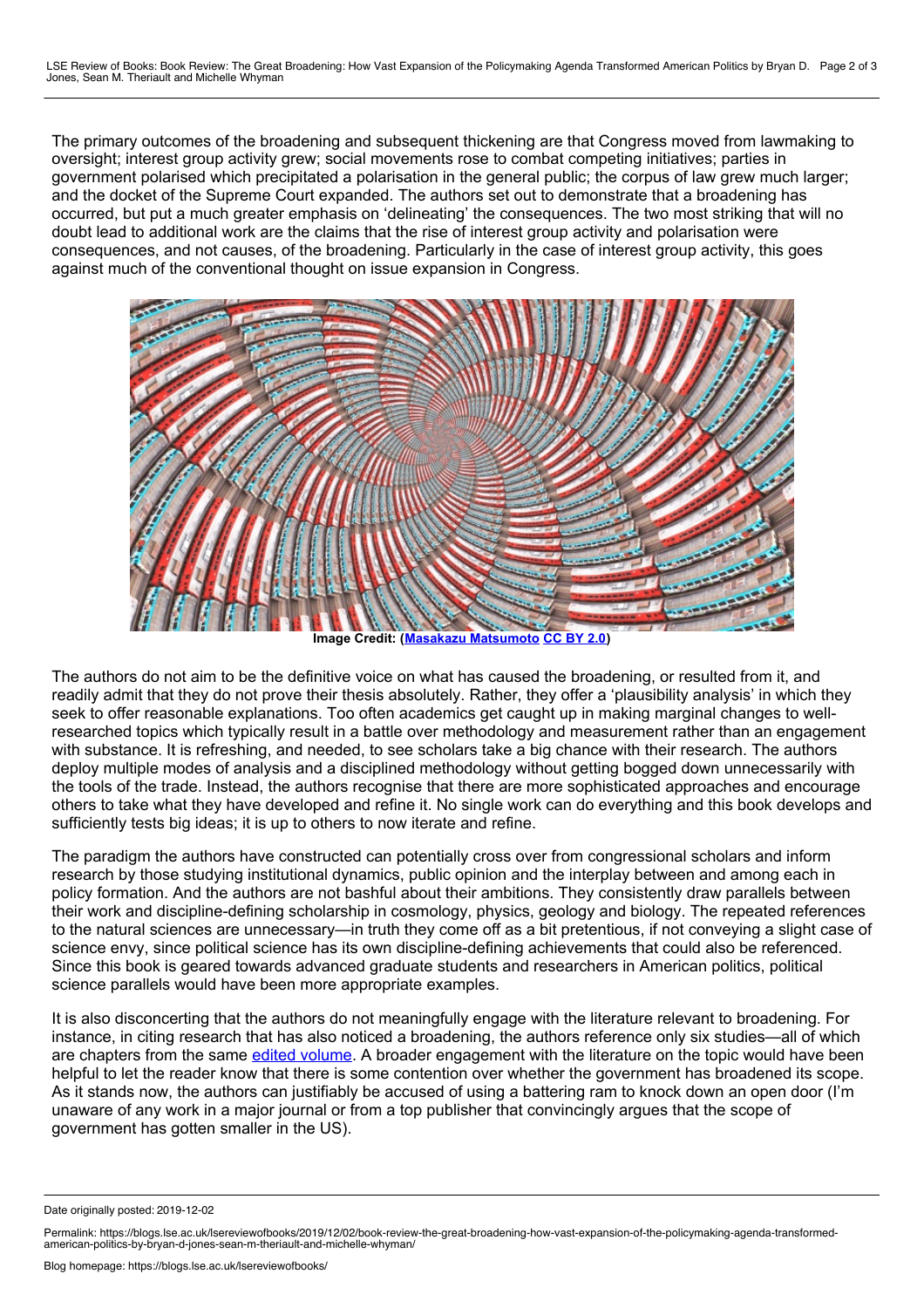The primary outcomes of the broadening and subsequent thickening are that Congress moved from lawmaking to oversight; interest group activity grew; social movements rose to combat competing initiatives; parties in government polarised which precipitated a polarisation in the general public; the corpus of law grew much larger; and the docket of the Supreme Court expanded. The authors set out to demonstrate that a broadening has occurred, but put a much greater emphasis on 'delineating' the consequences. The two most striking that will no doubt lead to additional work are the claims that the rise of interest group activity and polarisation were consequences, and not causes, of the broadening. Particularly in the case of interest group activity, this goes against much of the conventional thought on issue expansion in Congress.

**Image Credit: (Masakazu Matsumoto CC BY 2.0)**

The authors do not aim to be the definitive voice on what has caused the broadening, or resulted from it, and readily admit that they do not prove their thesis absolutely. Rather, they offer a 'plausibility analysis' in which they seek to offer reasonable explanations. Too often academics get caught up in making marginal changes to well-researched topics which typically result in a battle over methodology and measurement rather than an engagement with substance. It is refreshing, and needed, to see scholars take a big chance with their research. The authors deploy multiple modes of analysis and a disciplined methodology without getting bogged down unnecessarily with the tools of the trade. Instead, the authors recognise that there are more sophisticated approaches and encourage others to take what they have developed and refine it. No single work can do everything and this book develops and sufficiently tests big ideas; it is up to others to now iterate and refine.

The paradigm the authors have constructed can potentially cross over from congressional scholars and inform research by those studying institutional dynamics, public opinion and the interplay between and among each in policy formation. And the authors are not bashful about their ambitions. They consistently draw parallels between their work and discipline-defining scholarship in cosmology, physics, geology and biology. The repeated references to the natural sciences are unnecessary—in truth they come off as a bit pretentious, if not conveying a slight case of science envy, since political science has its own discipline-defining achievements that could also be referenced. Since this book is geared towards advanced graduate students and researchers in American politics, political science parallels would have been more appropriate examples.

It is also disconcerting that the authors do not meaningfully engage with the literature relevant to broadening. For instance, in citing research that has also noticed a broadening, the authors reference only six studies—all of which are chapters from the same edited volume. A broader engagement with the literature on the topic would have been helpful to let the reader know that there is some contention over whether the government has broadened its scope. As it stands now, the authors can justifiably be accused of using a battering ram to knock down an open door (I'm unaware of any work in a major journal or from a top publisher that convincingly argues that the scope of government has gotten smaller in the US).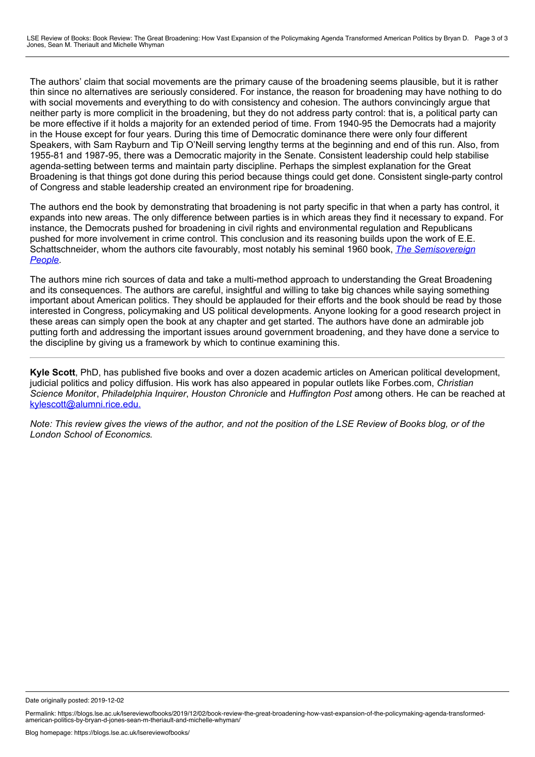The authors' claim that social movements are the primary cause of the broadening seems plausible, but it is rather thin since no alternatives are seriously considered. For instance, the reason for broadening may have nothing to do with social movements and everything to do with consistency and cohesion. The authors convincingly argue that neither party is more complicit in the broadening, but they do not address party control: that is, a political party can be more effective if it holds a majority for an extended period of time. From 1940-95 the Democrats had a majority in the House except for four years. During this time of Democratic dominance there were only four different Speakers, with Sam Rayburn and Tip O'Neill serving lengthy terms at the beginning and end of this run. Also, from 1955-81 and 1987-95, there was a Democratic majority in the Senate. Consistent leadership could help stabilise agenda-setting between terms and maintain party discipline. Perhaps the simplest explanation for the Great Broadening is that things got done during this period because things could get done. Consistent single-party control of Congress and stable leadership created an environment ripe for broadening.

The authors end the book by demonstrating that broadening is not party specific in that when a party has control, it expands into new areas. The only difference between parties is in which areas they find it necessary to expand. For instance, the Democrats pushed for broadening in civil rights and environmental regulation and Republicans pushed for more involvement in crime control. This conclusion and its reasoning builds upon the work of E.E. Schattschneider, whom the authors cite favourably, most notably his seminal 1960 book, *The Semisovereign People*.

The authors mine rich sources of data and take a multi-method approach to understanding the Great Broadening and its consequences. The authors are careful, insightful and willing to take big chances while saying something important about American politics. They should be applauded for their efforts and the book should be read by those interested in Congress, policymaking and US political developments. Anyone looking for a good research project in these areas can simply open the book at any chapter and get started. The authors have done an admirable job putting forth and addressing the important issues around government broadening, and they have done a service to the discipline by giving us a framework by which to continue examining this.

---

**Kyle Scott**, PhD, has published five books and over a dozen academic articles on American political development, judicial politics and policy diffusion. His work has also appeared in popular outlets like Forbes.com, *Christian Science Monitor*, *Philadelphia Inquirer*, *Houston Chronicle* and *Huffington Post* among others. He can be reached at kylescott@alumni.rice.edu.

*Note: This review gives the views of the author, and not the position of the LSE Review of Books blog, or of the London School of Economics.*

Date originally posted: 2019-12-02

Permalink: https://blogs.lse.ac.uk/lsereviewofbooks/2019/12/02/book-review-the-great-broadening-how-vast-expansion-of-the-policymaking-agenda-transformed-american-politics-by-bryan-d-jones-sean-m-theriault-and-michelle-whyman/

Blog homepage: https://blogs.lse.ac.uk/lsereviewofbooks/